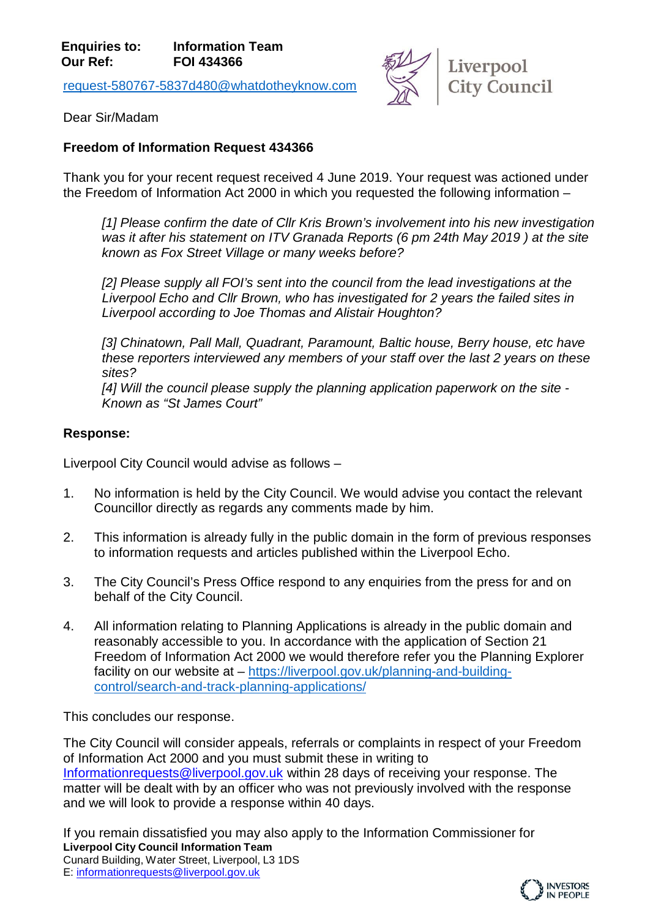**Enquiries to:** **Information Team**
**Our Ref:** **FOI 434366**

request-580767-5837d480@whatdotheyknow.com

Liverpool City Council

Dear Sir/Madam

**Freedom of Information Request 434366**

Thank you for your recent request received 4 June 2019. Your request was actioned under the Freedom of Information Act 2000 in which you requested the following information –

> *[1] Please confirm the date of Cllr Kris Brown's involvement into his new investigation was it after his statement on ITV Granada Reports (6 pm 24th May 2019 ) at the site known as Fox Street Village or many weeks before?*
>
> *[2] Please supply all FOI's sent into the council from the lead investigations at the Liverpool Echo and Cllr Brown, who has investigated for 2 years the failed sites in Liverpool according to Joe Thomas and Alistair Houghton?*
>
> *[3] Chinatown, Pall Mall, Quadrant, Paramount, Baltic house, Berry house, etc have these reporters interviewed any members of your staff over the last 2 years on these sites?*
> *[4] Will the council please supply the planning application paperwork on the site - Known as "St James Court"*

**Response:**

Liverpool City Council would advise as follows –

1. No information is held by the City Council. We would advise you contact the relevant Councillor directly as regards any comments made by him.

2. This information is already fully in the public domain in the form of previous responses to information requests and articles published within the Liverpool Echo.

3. The City Council's Press Office respond to any enquiries from the press for and on behalf of the City Council.

4. All information relating to Planning Applications is already in the public domain and reasonably accessible to you. In accordance with the application of Section 21 Freedom of Information Act 2000 we would therefore refer you the Planning Explorer facility on our website at – https://liverpool.gov.uk/planning-and-building-control/search-and-track-planning-applications/

This concludes our response.

The City Council will consider appeals, referrals or complaints in respect of your Freedom of Information Act 2000 and you must submit these in writing to Informationrequests@liverpool.gov.uk within 28 days of receiving your response. The matter will be dealt with by an officer who was not previously involved with the response and we will look to provide a response within 40 days.

If you remain dissatisfied you may also apply to the Information Commissioner for

**Liverpool City Council Information Team**
Cunard Building, Water Street, Liverpool, L3 1DS
E: informationrequests@liverpool.gov.uk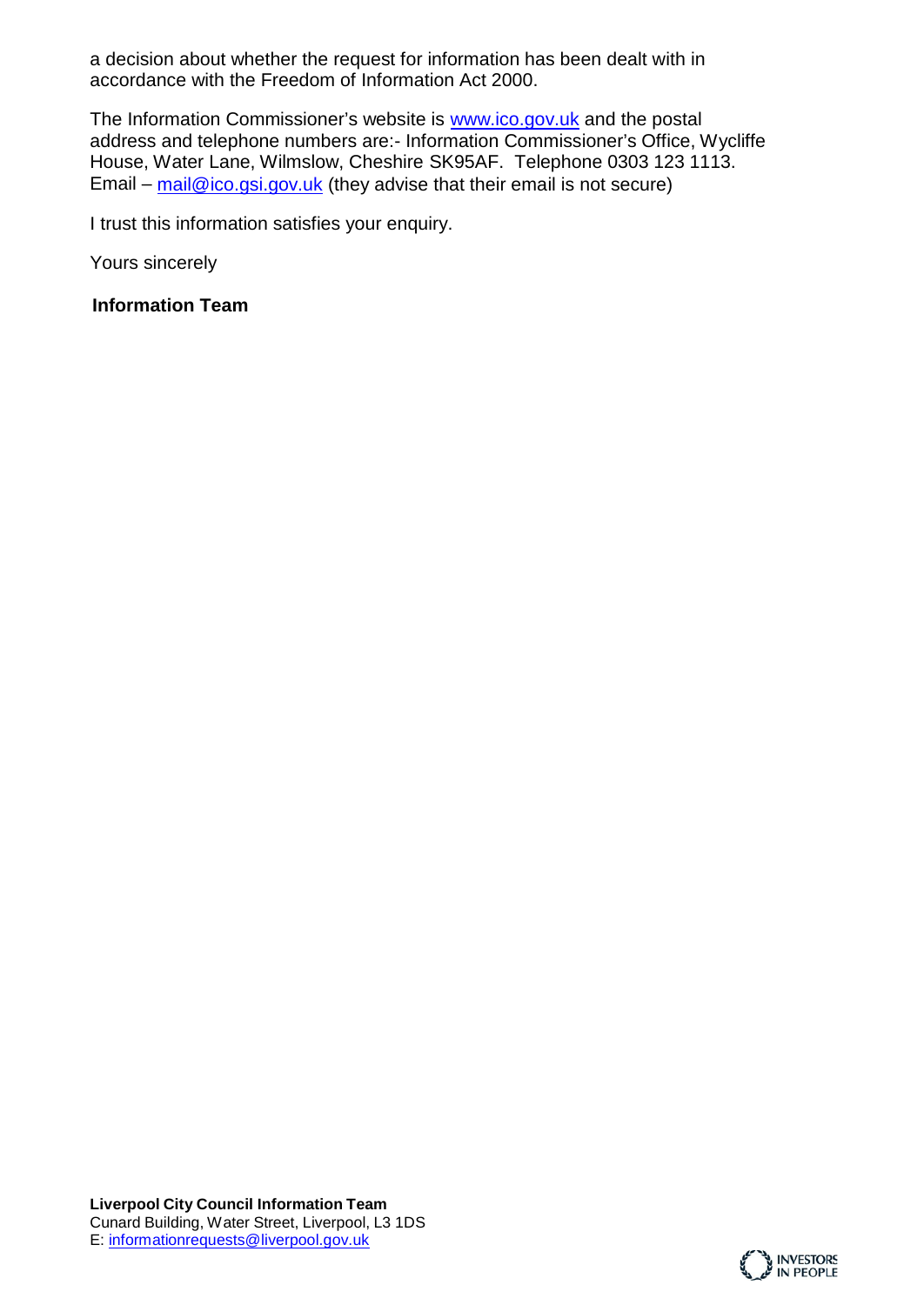a decision about whether the request for information has been dealt with in accordance with the Freedom of Information Act 2000.

The Information Commissioner's website is www.ico.gov.uk and the postal address and telephone numbers are:- Information Commissioner's Office, Wycliffe House, Water Lane, Wilmslow, Cheshire SK95AF. Telephone 0303 123 1113. Email – mail@ico.gsi.gov.uk (they advise that their email is not secure)

I trust this information satisfies your enquiry.

Yours sincerely

**Information Team**

**Liverpool City Council Information Team**
Cunard Building, Water Street, Liverpool, L3 1DS
E: informationrequests@liverpool.gov.uk